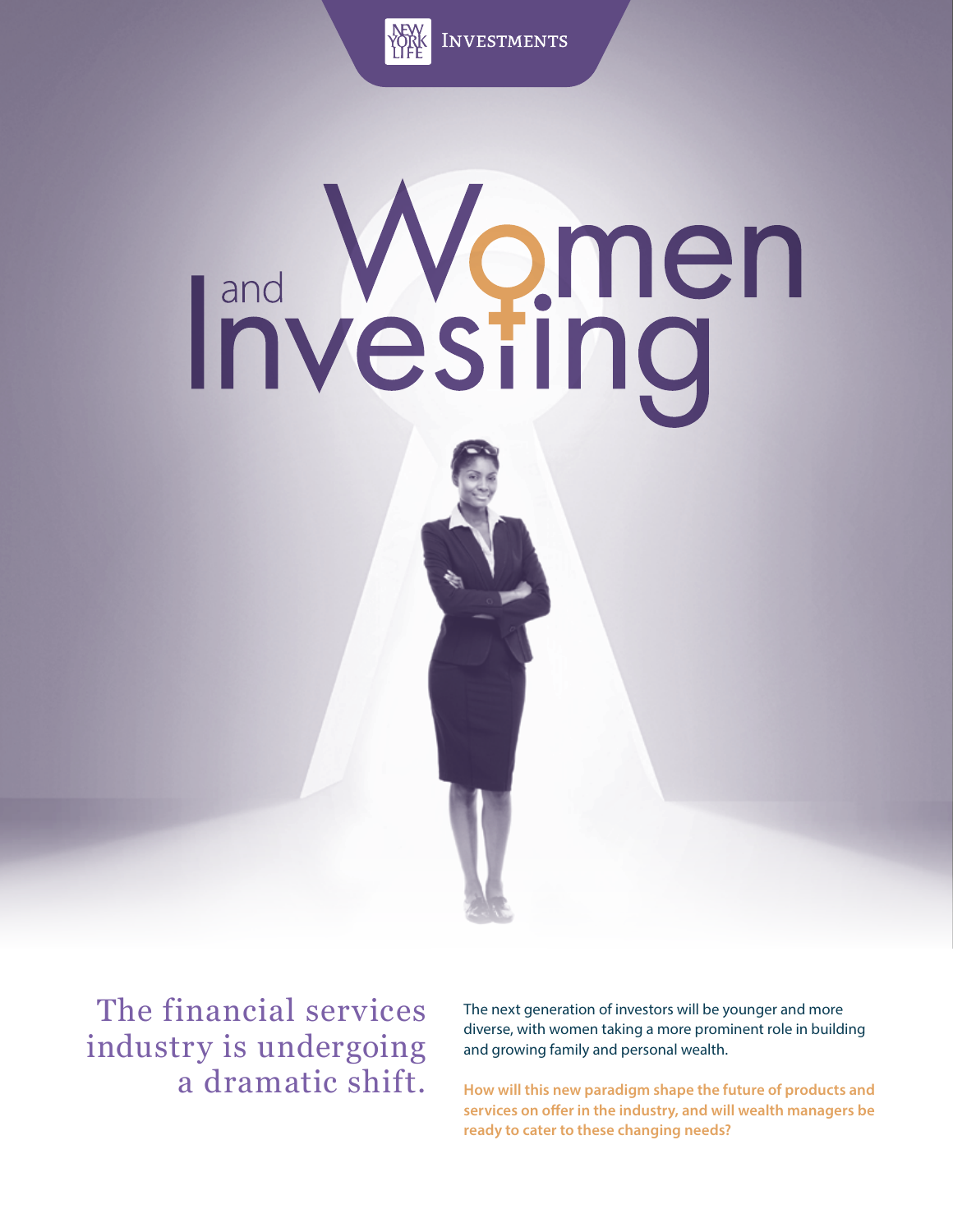# Women and Investing

## The financial services industry is undergoing a dramatic shift.

The next generation of investors will be younger and more diverse, with women taking a more prominent role in building and growing family and personal wealth.

**How will this new paradigm shape the future of products and services on offer in the industry, and will wealth managers be ready to cater to these changing needs?**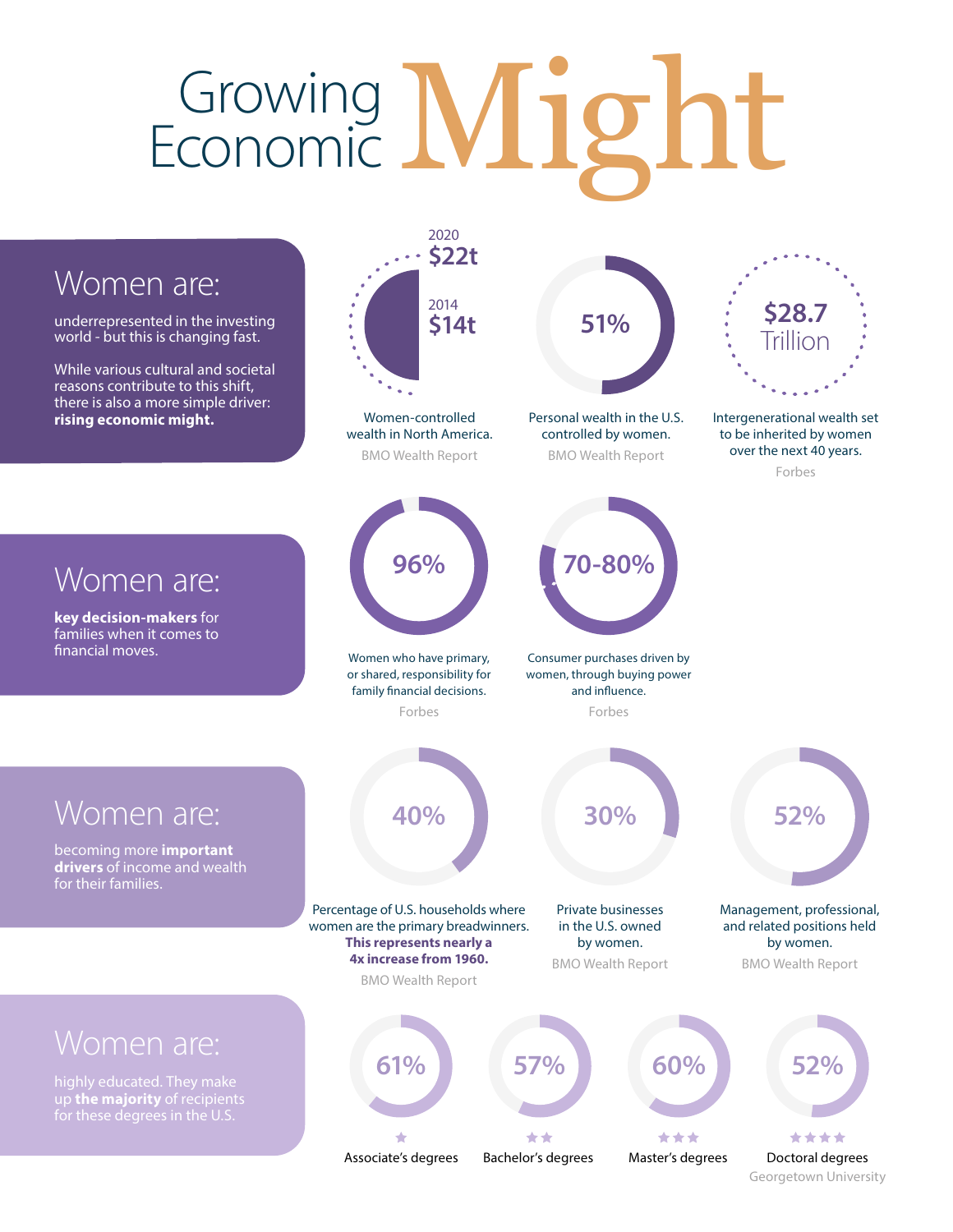# Growing Economic Might

## Women are:

underrepresented in the investing world - but this is changing fast.

While various cultural and societal reasons contribute to this shift, there is also a more simple driver: **rising economic might.**

2020 **$22t**

2014 **$14t**

Women-controlled wealth in North America.

BMO Wealth Report

**51%**

Personal wealth in the U.S. controlled by women.

BMO Wealth Report

**$28.7** Trillion

Intergenerational wealth set to be inherited by women over the next 40 years.

Forbes

## Women are:

**key decision-makers** for families when it comes to financial moves.

**96%**

Women who have primary, or shared, responsibility for family financial decisions.

Forbes

**70-80%**

Consumer purchases driven by women, through buying power and influence.

Forbes

## Women are:

becoming more **important drivers** of income and wealth for their families.

**40%**

Percentage of U.S. households where women are the primary breadwinners. **This represents nearly a 4x increase from 1960.**

BMO Wealth Report

**30%**

Private businesses in the U.S. owned by women.

BMO Wealth Report

**52%**

Management, professional, and related positions held by women.

BMO Wealth Report

## Women are:

highly educated. They make up **the majority** of recipients for these degrees in the U.S.

**61%** Associate's degrees

**57%** Bachelor's degrees

**60%** Master's degrees

**52%** Doctoral degrees

Georgetown University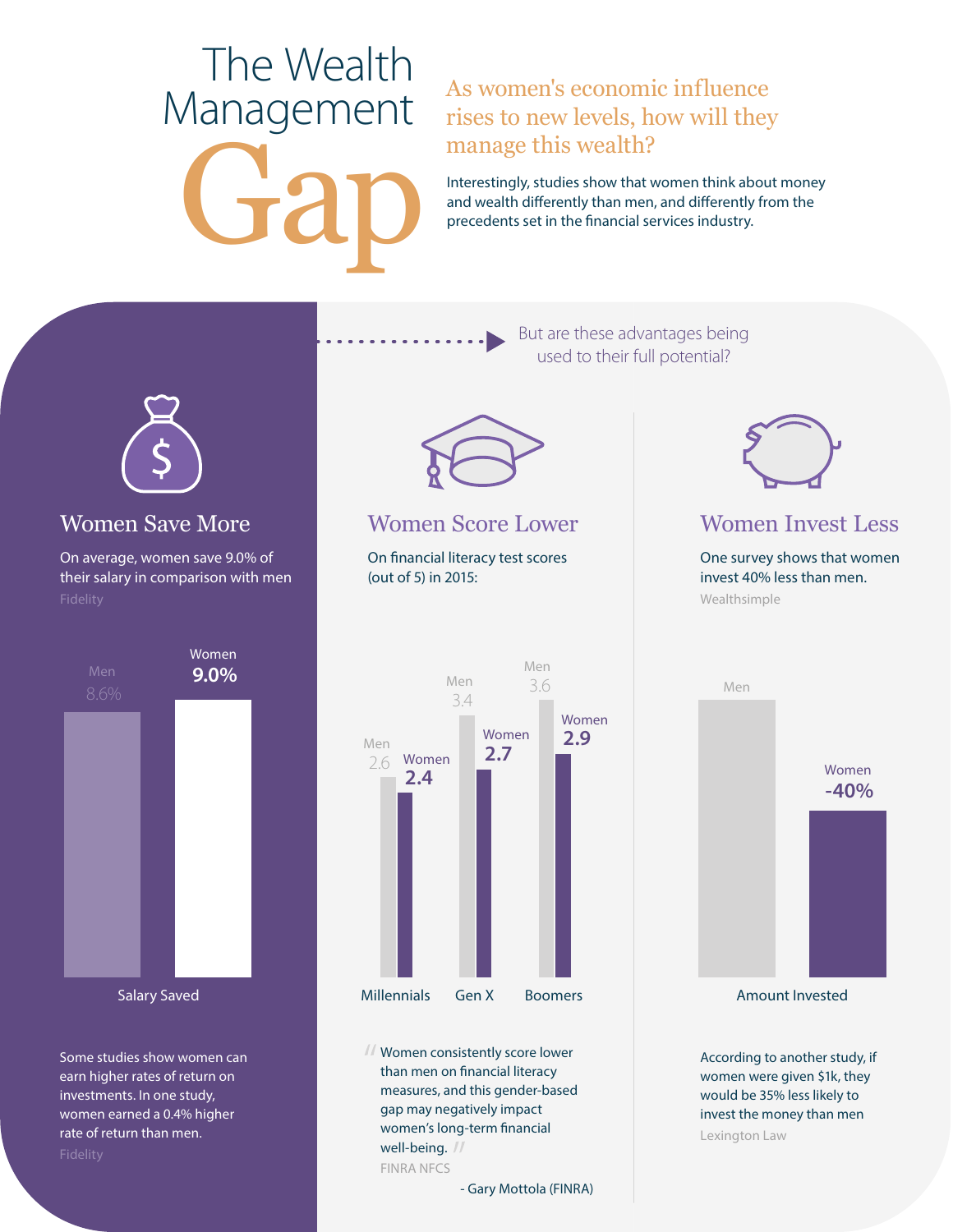# The Wealth Management Gap

## As women's economic influence rises to new levels, how will they manage this wealth?

Interestingly, studies show that women think about money and wealth differently than men, and differently from the precedents set in the financial services industry.

But are these advantages being used to their full potential?

### Women Save More

On average, women save 9.0% of their salary in comparison with men

Fidelity

| Salary Saved | Men | Women |
|---|---|---|
| | 8.6% | 9.0% |

Some studies show women can earn higher rates of return on investments. In one study, women earned a 0.4% higher rate of return than men.

Fidelity

### Women Score Lower

On financial literacy test scores (out of 5) in 2015:

| | Men | Women |
|---|---|---|
| Millennials | 2.6 | 2.4 |
| Gen X | 3.4 | 2.7 |
| Boomers | 3.6 | 2.9 |

> "Women consistently score lower than men on financial literacy measures, and this gender-based gap may negatively impact women's long-term financial well-being."
>
> FINRA NFCS
>
> - Gary Mottola (FINRA)

### Women Invest Less

One survey shows that women invest 40% less than men.

Wealthsimple

| Amount Invested | Men | Women |
|---|---|---|
| | | -40% |

According to another study, if women were given $1k, they would be 35% less likely to invest the money than men

Lexington Law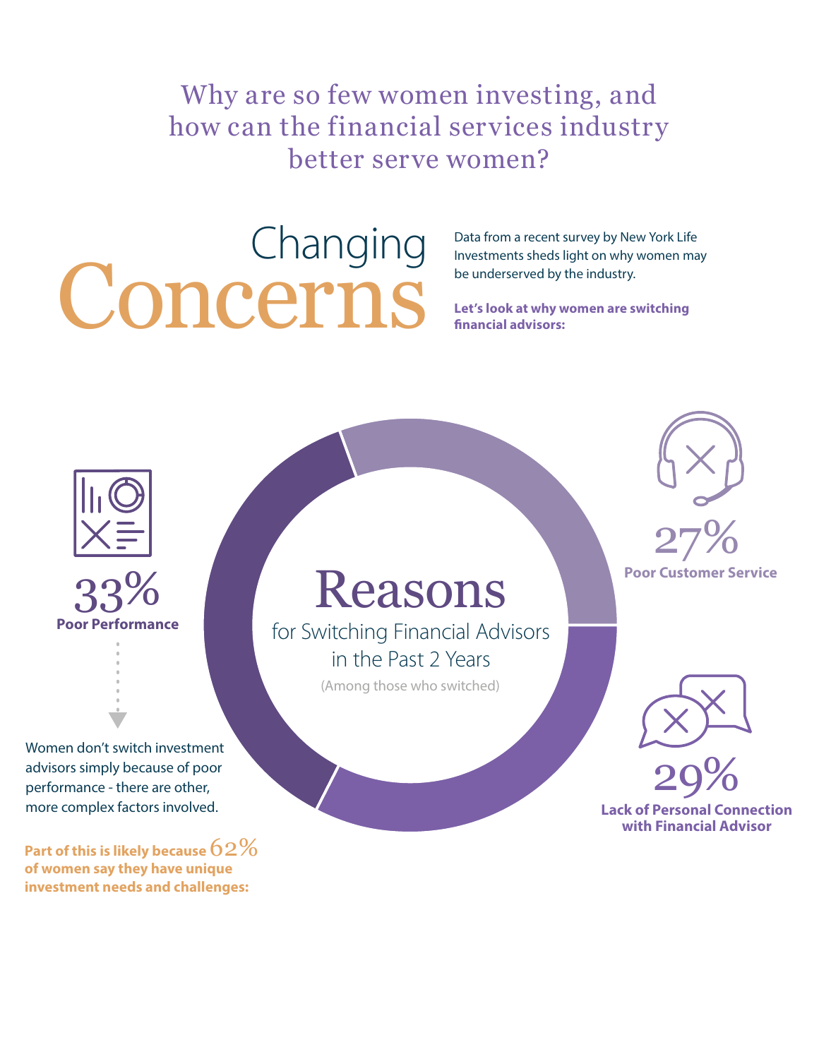# Why are so few women investing, and how can the financial services industry better serve women?

## Changing Concerns

Data from a recent survey by New York Life Investments sheds light on why women may be underserved by the industry.

**Let's look at why women are switching financial advisors:**

### Reasons for Switching Financial Advisors in the Past 2 Years

(Among those who switched)

- **33% Poor Performance**
- **27% Poor Customer Service**
- **29% Lack of Personal Connection with Financial Advisor**

Women don't switch investment advisors simply because of poor performance - there are other, more complex factors involved.

**Part of this is likely because 62% of women say they have unique investment needs and challenges:**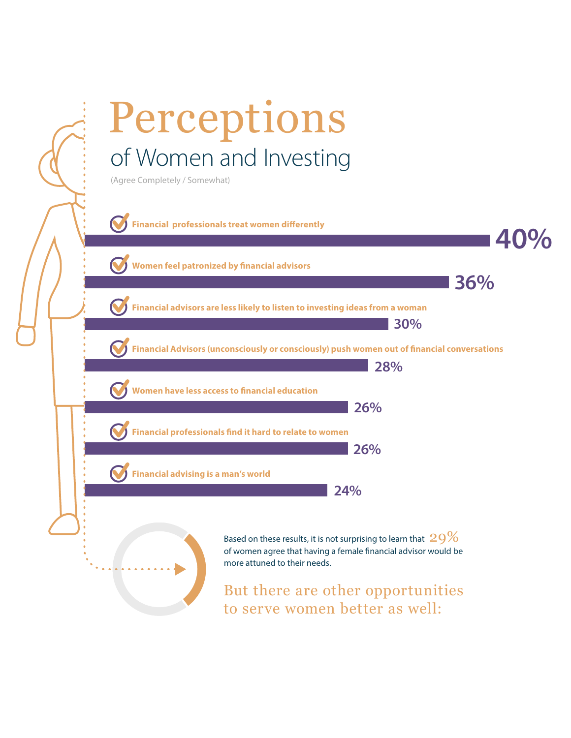# Perceptions

## of Women and Investing

(Agree Completely / Somewhat)

| Statement | % |
| --- | --- |
| Financial professionals treat women differently | 40% |
| Women feel patronized by financial advisors | 36% |
| Financial advisors are less likely to listen to investing ideas from a woman | 30% |
| Financial Advisors (unconsciously or consciously) push women out of financial conversations | 28% |
| Women have less access to financial education | 26% |
| Financial professionals find it hard to relate to women | 26% |
| Financial advising is a man's world | 24% |

Based on these results, it is not surprising to learn that 29% of women agree that having a female financial advisor would be more attuned to their needs.

But there are other opportunities to serve women better as well: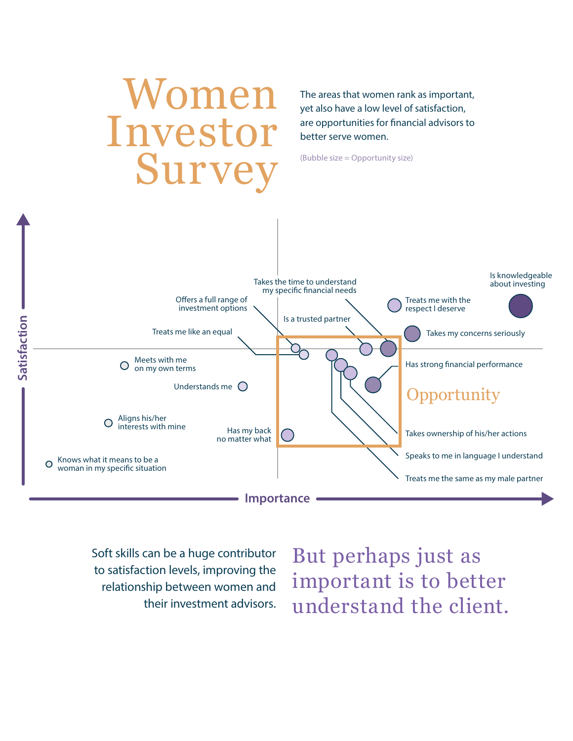# Women Investor Survey

The areas that women rank as important, yet also have a low level of satisfaction, are opportunities for financial advisors to better serve women.

(Bubble size = Opportunity size)

Satisfaction

Importance

Is knowledgeable about investing

Treats me with the respect I deserve

Takes my concerns seriously

Takes the time to understand my specific financial needs

Offers a full range of investment options

Is a trusted partner

Treats me like an equal

Meets with me on my own terms

Understands me

Has strong financial performance

Opportunity

Aligns his/her interests with mine

Has my back no matter what

Takes ownership of his/her actions

Speaks to me in language I understand

Knows what it means to be a woman in my specific situation

Treats me the same as my male partner

Soft skills can be a huge contributor to satisfaction levels, improving the relationship between women and their investment advisors.

But perhaps just as important is to better understand the client.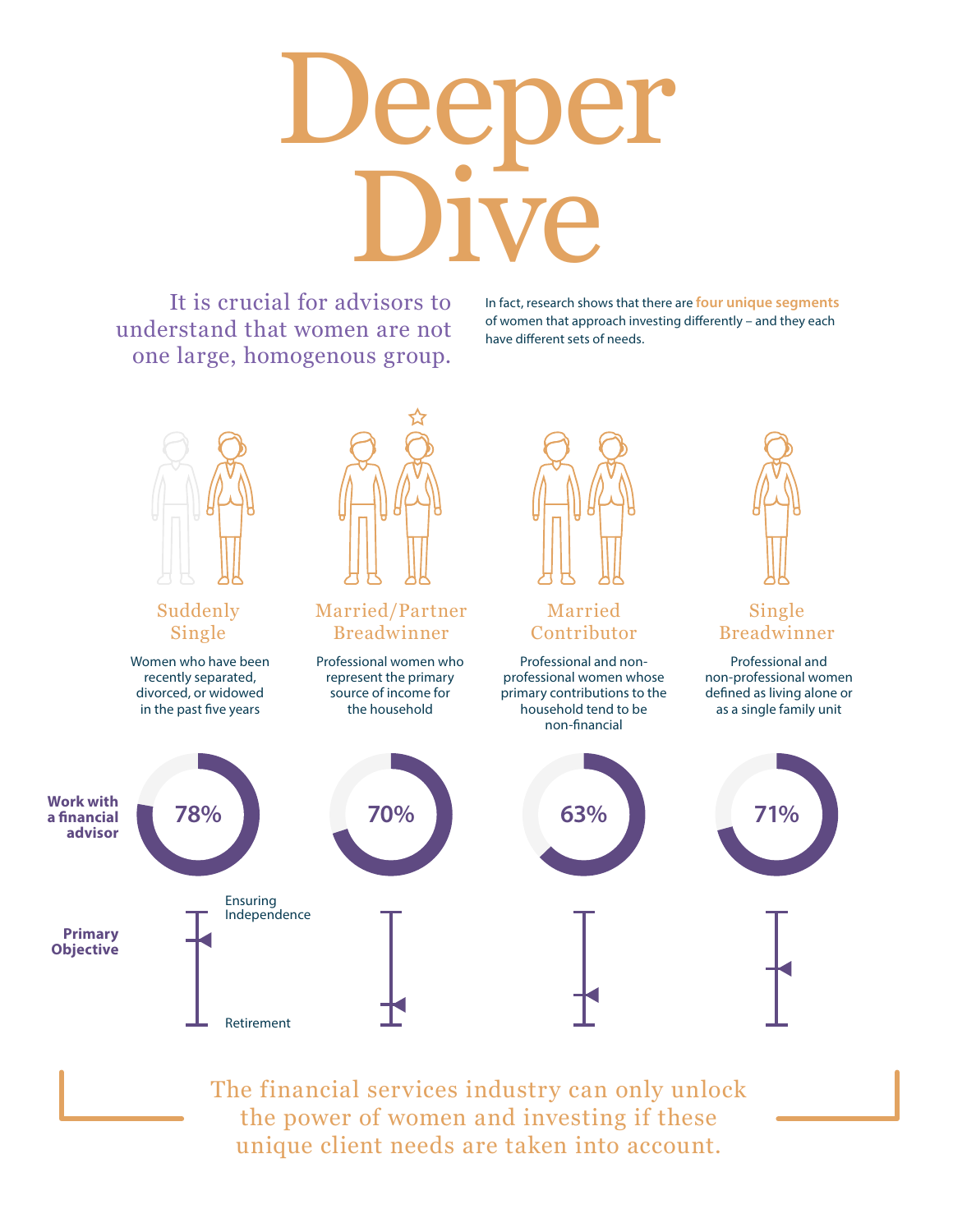# Deeper Dive

It is crucial for advisors to understand that women are not one large, homogenous group.

In fact, research shows that there are **four unique segments** of women that approach investing differently – and they each have different sets of needs.

### Suddenly Single

Women who have been recently separated, divorced, or widowed in the past five years

### Married/Partner Breadwinner

Professional women who represent the primary source of income for the household

### Married Contributor

Professional and non-professional women whose primary contributions to the household tend to be non-financial

### Single Breadwinner

Professional and non-professional women defined as living alone or as a single family unit

| | Suddenly Single | Married/Partner Breadwinner | Married Contributor | Single Breadwinner |
|---|---|---|---|---|
| **Work with a financial advisor** | 78% | 70% | 63% | 71% |

**Primary Objective** (scale: Ensuring Independence – Retirement)

The financial services industry can only unlock the power of women and investing if these unique client needs are taken into account.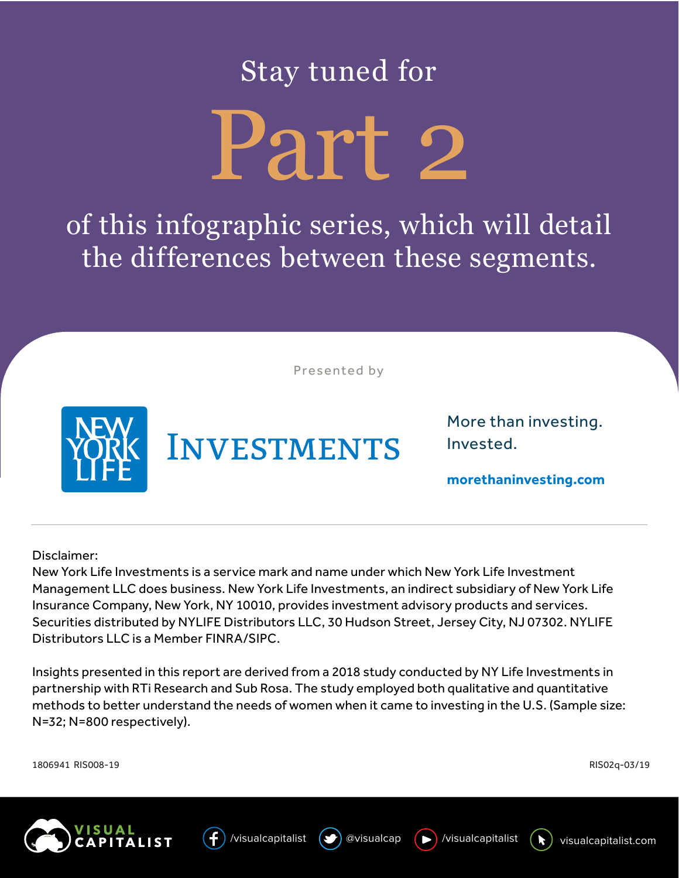Stay tuned for

# Part 2

of this infographic series, which will detail the differences between these segments.

Presented by

NEW YORK LIFE INVESTMENTS

More than investing.
Invested.

**morethaninvesting.com**

---

Disclaimer:
New York Life Investments is a service mark and name under which New York Life Investment Management LLC does business. New York Life Investments, an indirect subsidiary of New York Life Insurance Company, New York, NY 10010, provides investment advisory products and services. Securities distributed by NYLIFE Distributors LLC, 30 Hudson Street, Jersey City, NJ 07302. NYLIFE Distributors LLC is a Member FINRA/SIPC.

Insights presented in this report are derived from a 2018 study conducted by NY Life Investments in partnership with RTi Research and Sub Rosa. The study employed both qualitative and quantitative methods to better understand the needs of women when it came to investing in the U.S. (Sample size: N=32; N=800 respectively).

1806941 RIS008-19

RIS02q-03/19

VISUAL CAPITALIST /visualcapitalist @visualcap /visualcapitalist visualcapitalist.com